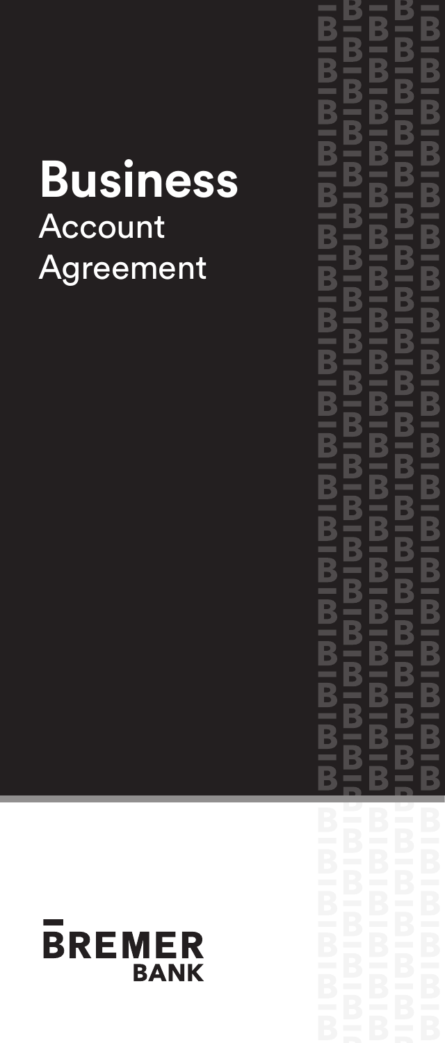# Business
Account Agreement

BREMER BANK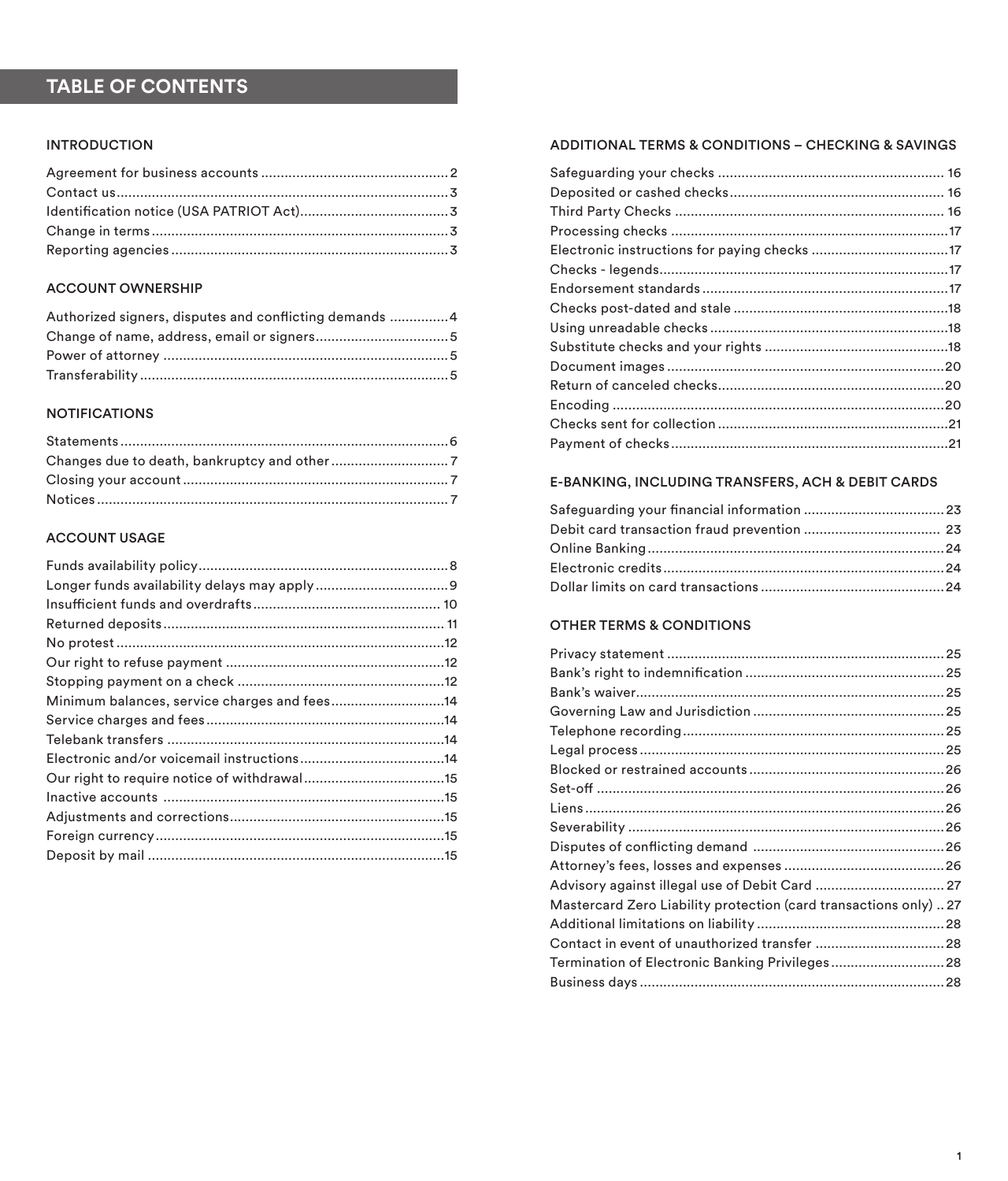# TABLE OF CONTENTS

## INTRODUCTION

- Agreement for business accounts ... 2
- Contact us ... 3
- Identification notice (USA PATRIOT Act) ... 3
- Change in terms ... 3
- Reporting agencies ... 3

## ACCOUNT OWNERSHIP

- Authorized signers, disputes and conflicting demands ... 4
- Change of name, address, email or signers ... 5
- Power of attorney ... 5
- Transferability ... 5

## NOTIFICATIONS

- Statements ... 6
- Changes due to death, bankruptcy and other ... 7
- Closing your account ... 7
- Notices ... 7

## ACCOUNT USAGE

- Funds availability policy ... 8
- Longer funds availability delays may apply ... 9
- Insufficient funds and overdrafts ... 10
- Returned deposits ... 11
- No protest ... 12
- Our right to refuse payment ... 12
- Stopping payment on a check ... 12
- Minimum balances, service charges and fees ... 14
- Service charges and fees ... 14
- Telebank transfers ... 14
- Electronic and/or voicemail instructions ... 14
- Our right to require notice of withdrawal ... 15
- Inactive accounts ... 15
- Adjustments and corrections ... 15
- Foreign currency ... 15
- Deposit by mail ... 15

## ADDITIONAL TERMS & CONDITIONS – CHECKING & SAVINGS

- Safeguarding your checks ... 16
- Deposited or cashed checks ... 16
- Third Party Checks ... 16
- Processing checks ... 17
- Electronic instructions for paying checks ... 17
- Checks - legends ... 17
- Endorsement standards ... 17
- Checks post-dated and stale ... 18
- Using unreadable checks ... 18
- Substitute checks and your rights ... 18
- Document images ... 20
- Return of canceled checks ... 20
- Encoding ... 20
- Checks sent for collection ... 21
- Payment of checks ... 21

## E-BANKING, INCLUDING TRANSFERS, ACH & DEBIT CARDS

- Safeguarding your financial information ... 23
- Debit card transaction fraud prevention ... 23
- Online Banking ... 24
- Electronic credits ... 24
- Dollar limits on card transactions ... 24

## OTHER TERMS & CONDITIONS

- Privacy statement ... 25
- Bank's right to indemnification ... 25
- Bank's waiver ... 25
- Governing Law and Jurisdiction ... 25
- Telephone recording ... 25
- Legal process ... 25
- Blocked or restrained accounts ... 26
- Set-off ... 26
- Liens ... 26
- Severability ... 26
- Disputes of conflicting demand ... 26
- Attorney's fees, losses and expenses ... 26
- Advisory against illegal use of Debit Card ... 27
- Mastercard Zero Liability protection (card transactions only) ... 27
- Additional limitations on liability ... 28
- Contact in event of unauthorized transfer ... 28
- Termination of Electronic Banking Privileges ... 28
- Business days ... 28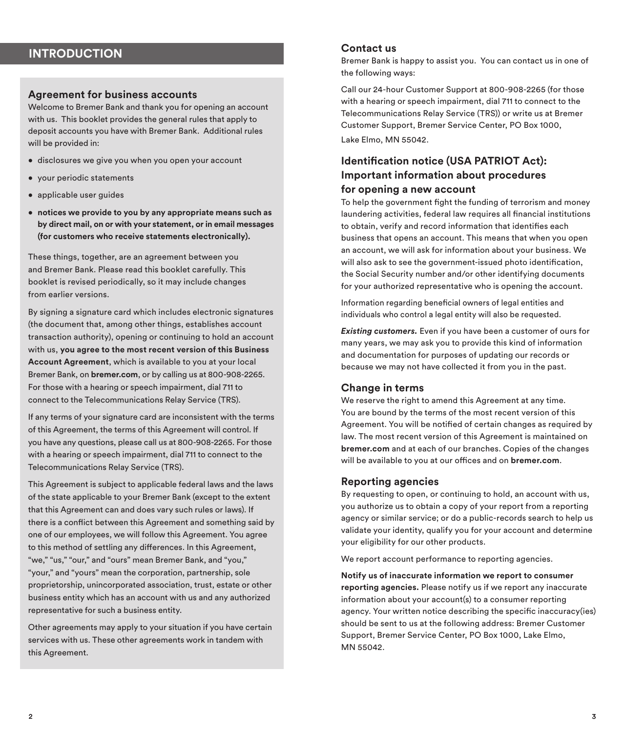# INTRODUCTION

## Agreement for business accounts

Welcome to Bremer Bank and thank you for opening an account with us. This booklet provides the general rules that apply to deposit accounts you have with Bremer Bank. Additional rules will be provided in:

- disclosures we give you when you open your account
- your periodic statements
- applicable user guides
- **notices we provide to you by any appropriate means such as by direct mail, on or with your statement, or in email messages (for customers who receive statements electronically).**

These things, together, are an agreement between you and Bremer Bank. Please read this booklet carefully. This booklet is revised periodically, so it may include changes from earlier versions.

By signing a signature card which includes electronic signatures (the document that, among other things, establishes account transaction authority), opening or continuing to hold an account with us, **you agree to the most recent version of this Business Account Agreement**, which is available to you at your local Bremer Bank, on **bremer.com**, or by calling us at 800-908-2265. For those with a hearing or speech impairment, dial 711 to connect to the Telecommunications Relay Service (TRS).

If any terms of your signature card are inconsistent with the terms of this Agreement, the terms of this Agreement will control. If you have any questions, please call us at 800-908-2265. For those with a hearing or speech impairment, dial 711 to connect to the Telecommunications Relay Service (TRS).

This Agreement is subject to applicable federal laws and the laws of the state applicable to your Bremer Bank (except to the extent that this Agreement can and does vary such rules or laws). If there is a conflict between this Agreement and something said by one of our employees, we will follow this Agreement. You agree to this method of settling any differences. In this Agreement, "we," "us," "our," and "ours" mean Bremer Bank, and "you," "your," and "yours" mean the corporation, partnership, sole proprietorship, unincorporated association, trust, estate or other business entity which has an account with us and any authorized representative for such a business entity.

Other agreements may apply to your situation if you have certain services with us. These other agreements work in tandem with this Agreement.

## Contact us

Bremer Bank is happy to assist you. You can contact us in one of the following ways:

Call our 24-hour Customer Support at 800-908-2265 (for those with a hearing or speech impairment, dial 711 to connect to the Telecommunications Relay Service (TRS)) or write us at Bremer Customer Support, Bremer Service Center, PO Box 1000,

Lake Elmo, MN 55042.

## Identification notice (USA PATRIOT Act): Important information about procedures for opening a new account

To help the government fight the funding of terrorism and money laundering activities, federal law requires all financial institutions to obtain, verify and record information that identifies each business that opens an account. This means that when you open an account, we will ask for information about your business. We will also ask to see the government-issued photo identification, the Social Security number and/or other identifying documents for your authorized representative who is opening the account.

Information regarding beneficial owners of legal entities and individuals who control a legal entity will also be requested.

***Existing customers.*** Even if you have been a customer of ours for many years, we may ask you to provide this kind of information and documentation for purposes of updating our records or because we may not have collected it from you in the past.

## Change in terms

We reserve the right to amend this Agreement at any time. You are bound by the terms of the most recent version of this Agreement. You will be notified of certain changes as required by law. The most recent version of this Agreement is maintained on **bremer.com** and at each of our branches. Copies of the changes will be available to you at our offices and on **bremer.com**.

## Reporting agencies

By requesting to open, or continuing to hold, an account with us, you authorize us to obtain a copy of your report from a reporting agency or similar service; or do a public-records search to help us validate your identity, qualify you for your account and determine your eligibility for our other products.

We report account performance to reporting agencies.

**Notify us of inaccurate information we report to consumer reporting agencies.** Please notify us if we report any inaccurate information about your account(s) to a consumer reporting agency. Your written notice describing the specific inaccuracy(ies) should be sent to us at the following address: Bremer Customer Support, Bremer Service Center, PO Box 1000, Lake Elmo, MN 55042.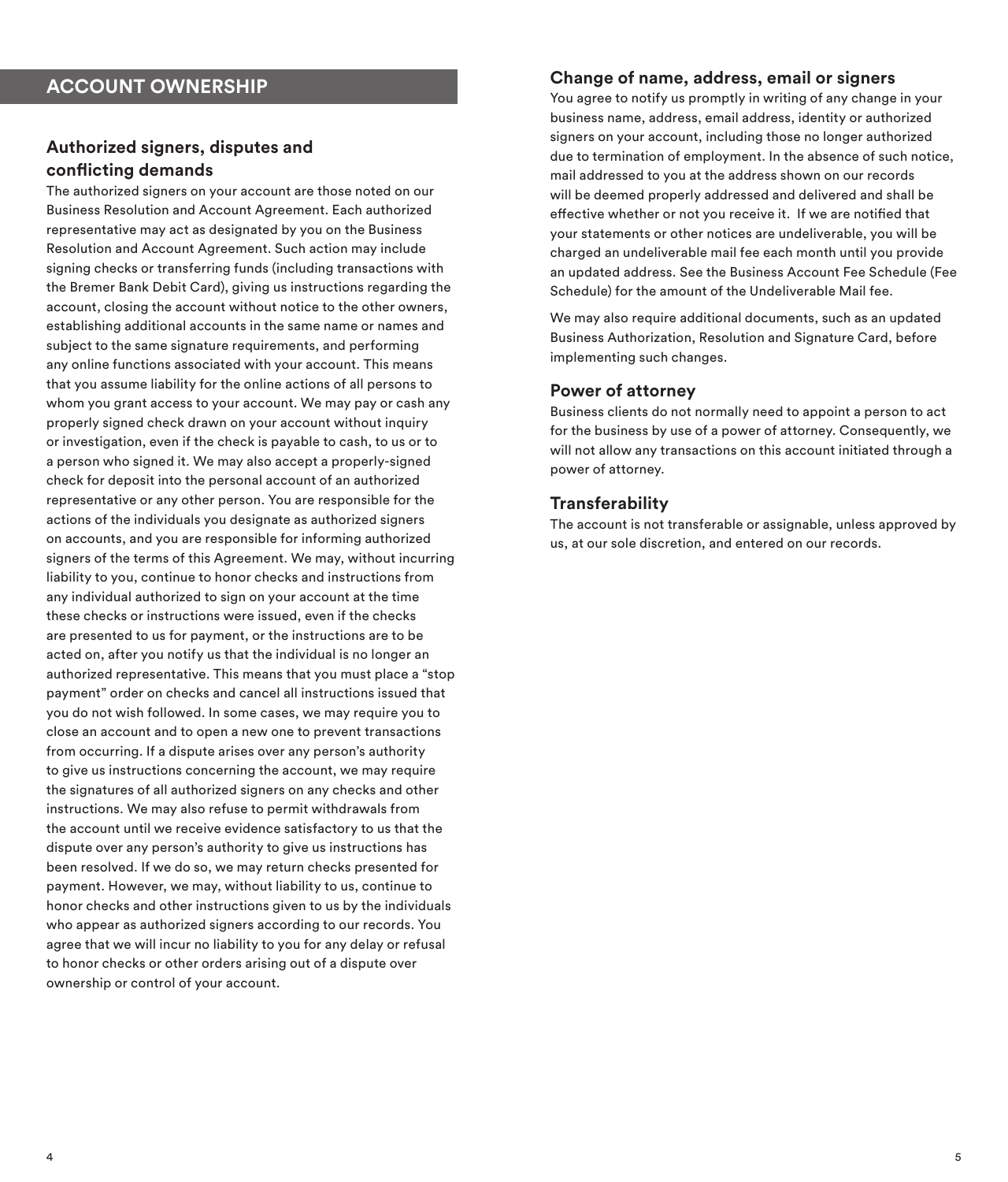## ACCOUNT OWNERSHIP

### Authorized signers, disputes and conflicting demands

The authorized signers on your account are those noted on our Business Resolution and Account Agreement. Each authorized representative may act as designated by you on the Business Resolution and Account Agreement. Such action may include signing checks or transferring funds (including transactions with the Bremer Bank Debit Card), giving us instructions regarding the account, closing the account without notice to the other owners, establishing additional accounts in the same name or names and subject to the same signature requirements, and performing any online functions associated with your account. This means that you assume liability for the online actions of all persons to whom you grant access to your account. We may pay or cash any properly signed check drawn on your account without inquiry or investigation, even if the check is payable to cash, to us or to a person who signed it. We may also accept a properly-signed check for deposit into the personal account of an authorized representative or any other person. You are responsible for the actions of the individuals you designate as authorized signers on accounts, and you are responsible for informing authorized signers of the terms of this Agreement. We may, without incurring liability to you, continue to honor checks and instructions from any individual authorized to sign on your account at the time these checks or instructions were issued, even if the checks are presented to us for payment, or the instructions are to be acted on, after you notify us that the individual is no longer an authorized representative. This means that you must place a "stop payment" order on checks and cancel all instructions issued that you do not wish followed. In some cases, we may require you to close an account and to open a new one to prevent transactions from occurring. If a dispute arises over any person's authority to give us instructions concerning the account, we may require the signatures of all authorized signers on any checks and other instructions. We may also refuse to permit withdrawals from the account until we receive evidence satisfactory to us that the dispute over any person's authority to give us instructions has been resolved. If we do so, we may return checks presented for payment. However, we may, without liability to us, continue to honor checks and other instructions given to us by the individuals who appear as authorized signers according to our records. You agree that we will incur no liability to you for any delay or refusal to honor checks or other orders arising out of a dispute over ownership or control of your account.

### Change of name, address, email or signers

You agree to notify us promptly in writing of any change in your business name, address, email address, identity or authorized signers on your account, including those no longer authorized due to termination of employment. In the absence of such notice, mail addressed to you at the address shown on our records will be deemed properly addressed and delivered and shall be effective whether or not you receive it. If we are notified that your statements or other notices are undeliverable, you will be charged an undeliverable mail fee each month until you provide an updated address. See the Business Account Fee Schedule (Fee Schedule) for the amount of the Undeliverable Mail fee.

We may also require additional documents, such as an updated Business Authorization, Resolution and Signature Card, before implementing such changes.

### Power of attorney

Business clients do not normally need to appoint a person to act for the business by use of a power of attorney. Consequently, we will not allow any transactions on this account initiated through a power of attorney.

### Transferability

The account is not transferable or assignable, unless approved by us, at our sole discretion, and entered on our records.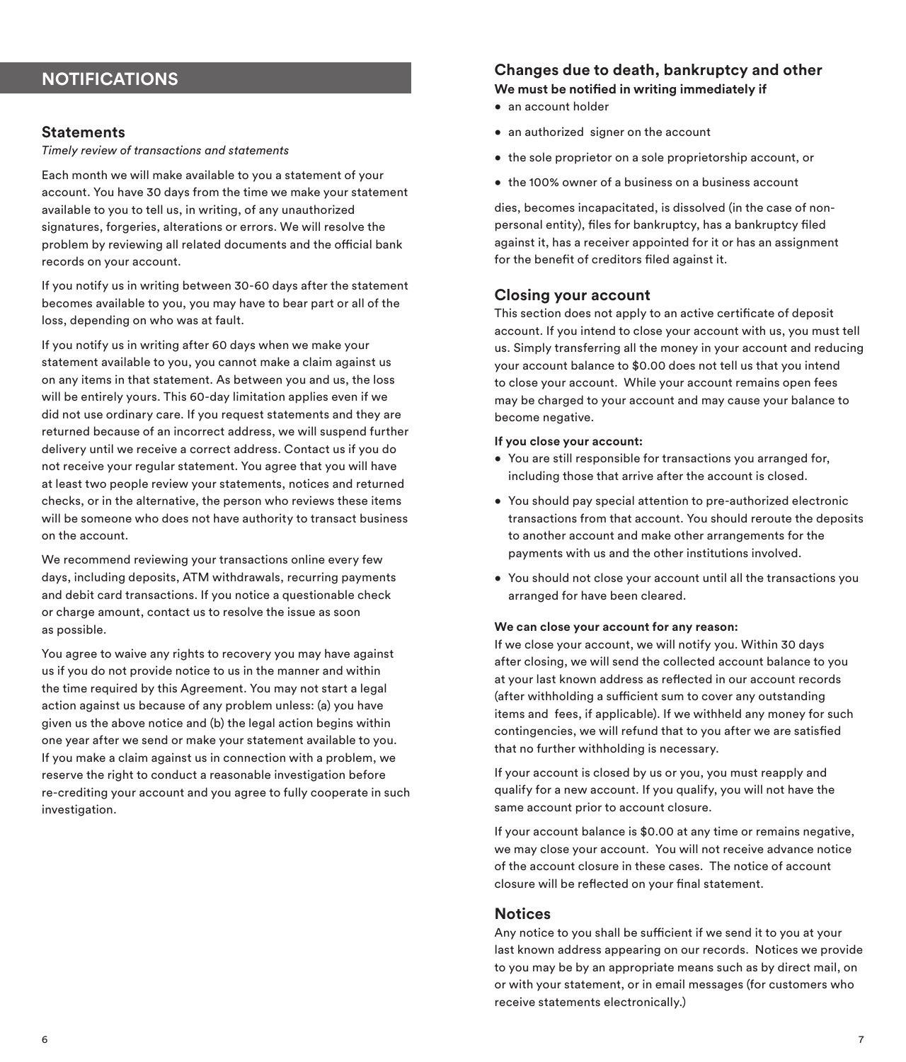# NOTIFICATIONS

## Statements

*Timely review of transactions and statements*

Each month we will make available to you a statement of your account. You have 30 days from the time we make your statement available to you to tell us, in writing, of any unauthorized signatures, forgeries, alterations or errors. We will resolve the problem by reviewing all related documents and the official bank records on your account.

If you notify us in writing between 30-60 days after the statement becomes available to you, you may have to bear part or all of the loss, depending on who was at fault.

If you notify us in writing after 60 days when we make your statement available to you, you cannot make a claim against us on any items in that statement. As between you and us, the loss will be entirely yours. This 60-day limitation applies even if we did not use ordinary care. If you request statements and they are returned because of an incorrect address, we will suspend further delivery until we receive a correct address. Contact us if you do not receive your regular statement. You agree that you will have at least two people review your statements, notices and returned checks, or in the alternative, the person who reviews these items will be someone who does not have authority to transact business on the account.

We recommend reviewing your transactions online every few days, including deposits, ATM withdrawals, recurring payments and debit card transactions. If you notice a questionable check or charge amount, contact us to resolve the issue as soon as possible.

You agree to waive any rights to recovery you may have against us if you do not provide notice to us in the manner and within the time required by this Agreement. You may not start a legal action against us because of any problem unless: (a) you have given us the above notice and (b) the legal action begins within one year after we send or make your statement available to you. If you make a claim against us in connection with a problem, we reserve the right to conduct a reasonable investigation before re-crediting your account and you agree to fully cooperate in such investigation.

## Changes due to death, bankruptcy and other

**We must be notified in writing immediately if**

- an account holder
- an authorized signer on the account
- the sole proprietor on a sole proprietorship account, or
- the 100% owner of a business on a business account

dies, becomes incapacitated, is dissolved (in the case of non-personal entity), files for bankruptcy, has a bankruptcy filed against it, has a receiver appointed for it or has an assignment for the benefit of creditors filed against it.

## Closing your account

This section does not apply to an active certificate of deposit account. If you intend to close your account with us, you must tell us. Simply transferring all the money in your account and reducing your account balance to $0.00 does not tell us that you intend to close your account. While your account remains open fees may be charged to your account and may cause your balance to become negative.

**If you close your account:**

- You are still responsible for transactions you arranged for, including those that arrive after the account is closed.
- You should pay special attention to pre-authorized electronic transactions from that account. You should reroute the deposits to another account and make other arrangements for the payments with us and the other institutions involved.
- You should not close your account until all the transactions you arranged for have been cleared.

**We can close your account for any reason:**

If we close your account, we will notify you. Within 30 days after closing, we will send the collected account balance to you at your last known address as reflected in our account records (after withholding a sufficient sum to cover any outstanding items and fees, if applicable). If we withheld any money for such contingencies, we will refund that to you after we are satisfied that no further withholding is necessary.

If your account is closed by us or you, you must reapply and qualify for a new account. If you qualify, you will not have the same account prior to account closure.

If your account balance is $0.00 at any time or remains negative, we may close your account. You will not receive advance notice of the account closure in these cases. The notice of account closure will be reflected on your final statement.

## Notices

Any notice to you shall be sufficient if we send it to you at your last known address appearing on our records. Notices we provide to you may be by an appropriate means such as by direct mail, on or with your statement, or in email messages (for customers who receive statements electronically.)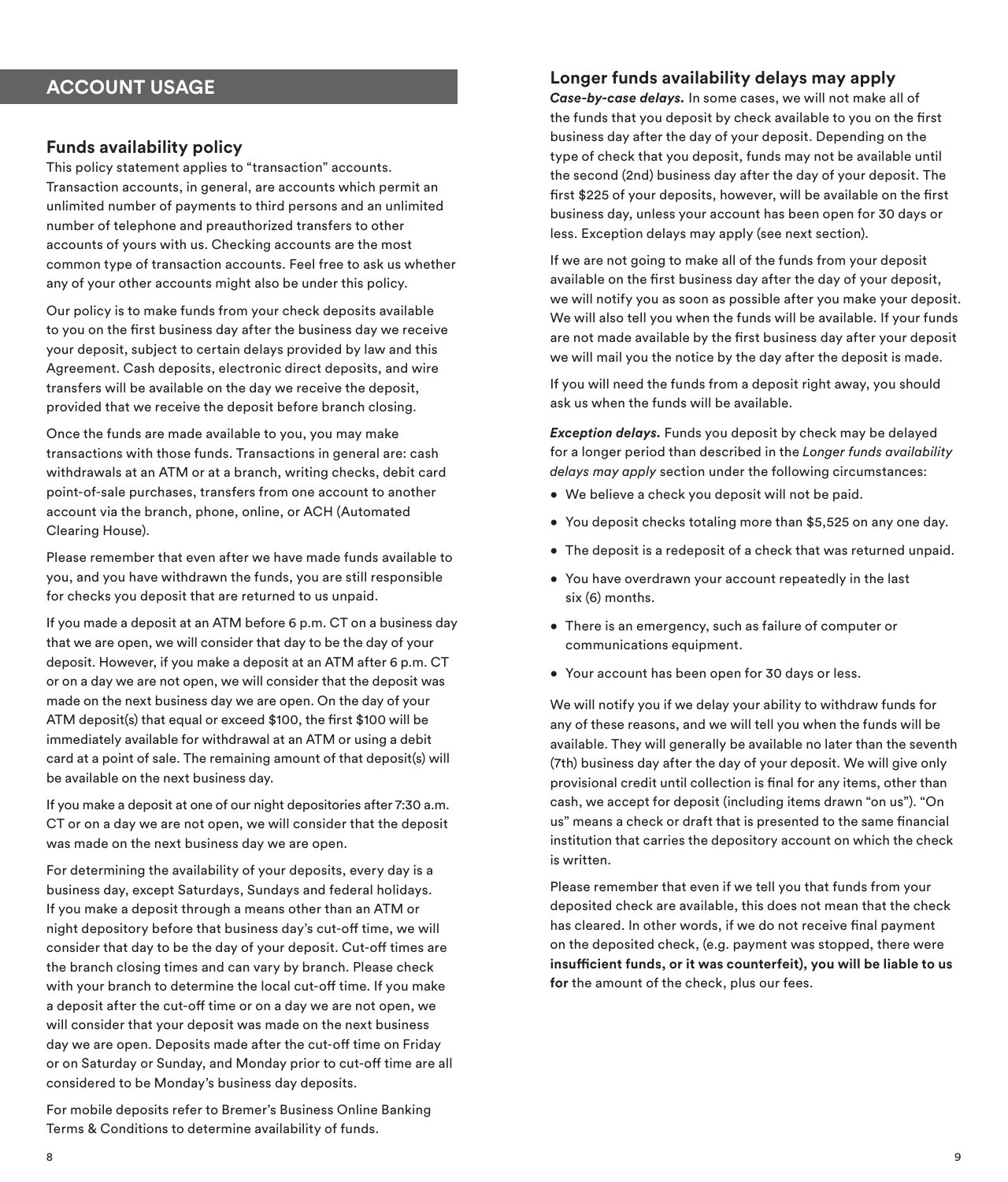## ACCOUNT USAGE

### Funds availability policy

This policy statement applies to "transaction" accounts. Transaction accounts, in general, are accounts which permit an unlimited number of payments to third persons and an unlimited number of telephone and preauthorized transfers to other accounts of yours with us. Checking accounts are the most common type of transaction accounts. Feel free to ask us whether any of your other accounts might also be under this policy.

Our policy is to make funds from your check deposits available to you on the first business day after the business day we receive your deposit, subject to certain delays provided by law and this Agreement. Cash deposits, electronic direct deposits, and wire transfers will be available on the day we receive the deposit, provided that we receive the deposit before branch closing.

Once the funds are made available to you, you may make transactions with those funds. Transactions in general are: cash withdrawals at an ATM or at a branch, writing checks, debit card point-of-sale purchases, transfers from one account to another account via the branch, phone, online, or ACH (Automated Clearing House).

Please remember that even after we have made funds available to you, and you have withdrawn the funds, you are still responsible for checks you deposit that are returned to us unpaid.

If you made a deposit at an ATM before 6 p.m. CT on a business day that we are open, we will consider that day to be the day of your deposit. However, if you make a deposit at an ATM after 6 p.m. CT or on a day we are not open, we will consider that the deposit was made on the next business day we are open. On the day of your ATM deposit(s) that equal or exceed $100, the first $100 will be immediately available for withdrawal at an ATM or using a debit card at a point of sale. The remaining amount of that deposit(s) will be available on the next business day.

If you make a deposit at one of our night depositories after 7:30 a.m. CT or on a day we are not open, we will consider that the deposit was made on the next business day we are open.

For determining the availability of your deposits, every day is a business day, except Saturdays, Sundays and federal holidays. If you make a deposit through a means other than an ATM or night depository before that business day's cut-off time, we will consider that day to be the day of your deposit. Cut-off times are the branch closing times and can vary by branch. Please check with your branch to determine the local cut-off time. If you make a deposit after the cut-off time or on a day we are not open, we will consider that your deposit was made on the next business day we are open. Deposits made after the cut-off time on Friday or on Saturday or Sunday, and Monday prior to cut-off time are all considered to be Monday's business day deposits.

For mobile deposits refer to Bremer's Business Online Banking Terms & Conditions to determine availability of funds.

### Longer funds availability delays may apply

***Case-by-case delays.*** In some cases, we will not make all of the funds that you deposit by check available to you on the first business day after the day of your deposit. Depending on the type of check that you deposit, funds may not be available until the second (2nd) business day after the day of your deposit. The first $225 of your deposits, however, will be available on the first business day, unless your account has been open for 30 days or less. Exception delays may apply (see next section).

If we are not going to make all of the funds from your deposit available on the first business day after the day of your deposit, we will notify you as soon as possible after you make your deposit. We will also tell you when the funds will be available. If your funds are not made available by the first business day after your deposit we will mail you the notice by the day after the deposit is made.

If you will need the funds from a deposit right away, you should ask us when the funds will be available.

***Exception delays.*** Funds you deposit by check may be delayed for a longer period than described in the *Longer funds availability delays may apply* section under the following circumstances:

- We believe a check you deposit will not be paid.
- You deposit checks totaling more than $5,525 on any one day.
- The deposit is a redeposit of a check that was returned unpaid.
- You have overdrawn your account repeatedly in the last six (6) months.
- There is an emergency, such as failure of computer or communications equipment.
- Your account has been open for 30 days or less.

We will notify you if we delay your ability to withdraw funds for any of these reasons, and we will tell you when the funds will be available. They will generally be available no later than the seventh (7th) business day after the day of your deposit. We will give only provisional credit until collection is final for any items, other than cash, we accept for deposit (including items drawn "on us"). "On us" means a check or draft that is presented to the same financial institution that carries the depository account on which the check is written.

Please remember that even if we tell you that funds from your deposited check are available, this does not mean that the check has cleared. In other words, if we do not receive final payment on the deposited check, (e.g. payment was stopped, there were **insufficient funds, or it was counterfeit), you will be liable to us for** the amount of the check, plus our fees.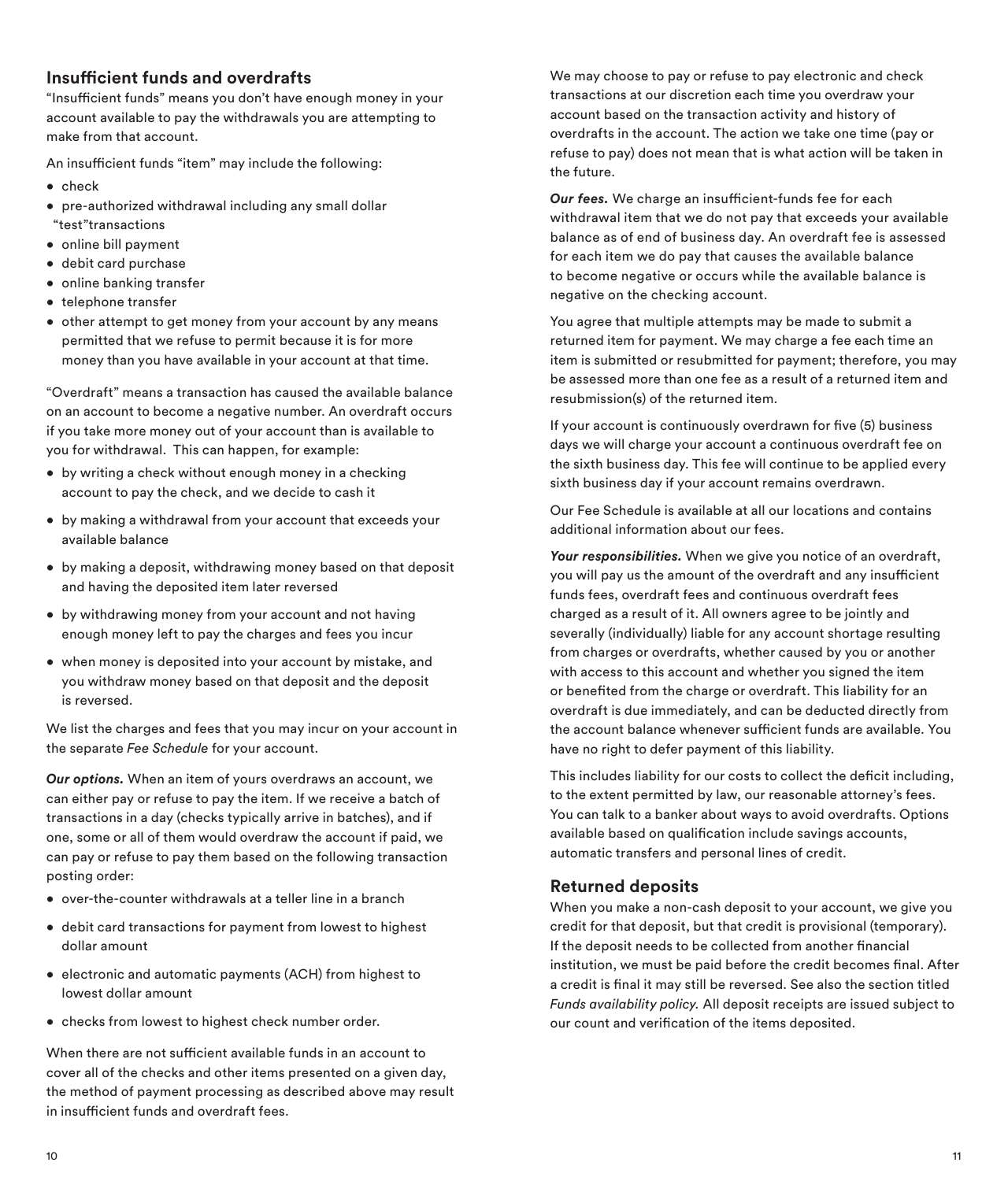## Insufficient funds and overdrafts

"Insufficient funds" means you don't have enough money in your account available to pay the withdrawals you are attempting to make from that account.

An insufficient funds "item" may include the following:

- check
- pre-authorized withdrawal including any small dollar "test"transactions
- online bill payment
- debit card purchase
- online banking transfer
- telephone transfer
- other attempt to get money from your account by any means permitted that we refuse to permit because it is for more money than you have available in your account at that time.

"Overdraft" means a transaction has caused the available balance on an account to become a negative number. An overdraft occurs if you take more money out of your account than is available to you for withdrawal. This can happen, for example:

- by writing a check without enough money in a checking account to pay the check, and we decide to cash it
- by making a withdrawal from your account that exceeds your available balance
- by making a deposit, withdrawing money based on that deposit and having the deposited item later reversed
- by withdrawing money from your account and not having enough money left to pay the charges and fees you incur
- when money is deposited into your account by mistake, and you withdraw money based on that deposit and the deposit is reversed.

We list the charges and fees that you may incur on your account in the separate *Fee Schedule* for your account.

***Our options.*** When an item of yours overdraws an account, we can either pay or refuse to pay the item. If we receive a batch of transactions in a day (checks typically arrive in batches), and if one, some or all of them would overdraw the account if paid, we can pay or refuse to pay them based on the following transaction posting order:

- over-the-counter withdrawals at a teller line in a branch
- debit card transactions for payment from lowest to highest dollar amount
- electronic and automatic payments (ACH) from highest to lowest dollar amount
- checks from lowest to highest check number order.

When there are not sufficient available funds in an account to cover all of the checks and other items presented on a given day, the method of payment processing as described above may result in insufficient funds and overdraft fees.

We may choose to pay or refuse to pay electronic and check transactions at our discretion each time you overdraw your account based on the transaction activity and history of overdrafts in the account. The action we take one time (pay or refuse to pay) does not mean that is what action will be taken in the future.

***Our fees.*** We charge an insufficient-funds fee for each withdrawal item that we do not pay that exceeds your available balance as of end of business day. An overdraft fee is assessed for each item we do pay that causes the available balance to become negative or occurs while the available balance is negative on the checking account.

You agree that multiple attempts may be made to submit a returned item for payment. We may charge a fee each time an item is submitted or resubmitted for payment; therefore, you may be assessed more than one fee as a result of a returned item and resubmission(s) of the returned item.

If your account is continuously overdrawn for five (5) business days we will charge your account a continuous overdraft fee on the sixth business day. This fee will continue to be applied every sixth business day if your account remains overdrawn.

Our Fee Schedule is available at all our locations and contains additional information about our fees.

***Your responsibilities.*** When we give you notice of an overdraft, you will pay us the amount of the overdraft and any insufficient funds fees, overdraft fees and continuous overdraft fees charged as a result of it. All owners agree to be jointly and severally (individually) liable for any account shortage resulting from charges or overdrafts, whether caused by you or another with access to this account and whether you signed the item or benefited from the charge or overdraft. This liability for an overdraft is due immediately, and can be deducted directly from the account balance whenever sufficient funds are available. You have no right to defer payment of this liability.

This includes liability for our costs to collect the deficit including, to the extent permitted by law, our reasonable attorney's fees. You can talk to a banker about ways to avoid overdrafts. Options available based on qualification include savings accounts, automatic transfers and personal lines of credit.

## Returned deposits

When you make a non-cash deposit to your account, we give you credit for that deposit, but that credit is provisional (temporary). If the deposit needs to be collected from another financial institution, we must be paid before the credit becomes final. After a credit is final it may still be reversed. See also the section titled *Funds availability policy.* All deposit receipts are issued subject to our count and verification of the items deposited.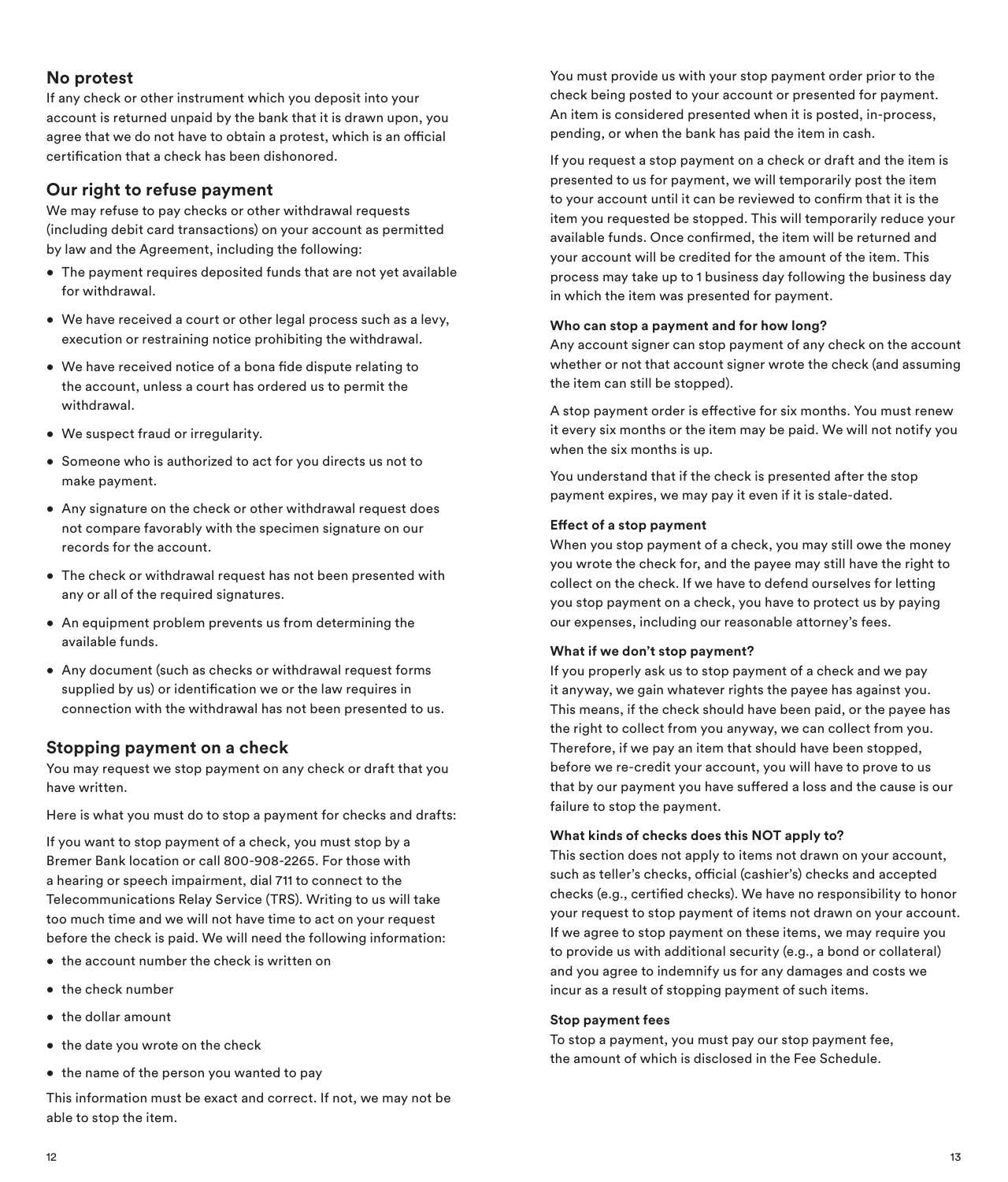## No protest

If any check or other instrument which you deposit into your account is returned unpaid by the bank that it is drawn upon, you agree that we do not have to obtain a protest, which is an official certification that a check has been dishonored.

## Our right to refuse payment

We may refuse to pay checks or other withdrawal requests (including debit card transactions) on your account as permitted by law and the Agreement, including the following:

- The payment requires deposited funds that are not yet available for withdrawal.
- We have received a court or other legal process such as a levy, execution or restraining notice prohibiting the withdrawal.
- We have received notice of a bona fide dispute relating to the account, unless a court has ordered us to permit the withdrawal.
- We suspect fraud or irregularity.
- Someone who is authorized to act for you directs us not to make payment.
- Any signature on the check or other withdrawal request does not compare favorably with the specimen signature on our records for the account.
- The check or withdrawal request has not been presented with any or all of the required signatures.
- An equipment problem prevents us from determining the available funds.
- Any document (such as checks or withdrawal request forms supplied by us) or identification we or the law requires in connection with the withdrawal has not been presented to us.

## Stopping payment on a check

You may request we stop payment on any check or draft that you have written.

Here is what you must do to stop a payment for checks and drafts:

If you want to stop payment of a check, you must stop by a Bremer Bank location or call 800-908-2265. For those with a hearing or speech impairment, dial 711 to connect to the Telecommunications Relay Service (TRS). Writing to us will take too much time and we will not have time to act on your request before the check is paid. We will need the following information:

- the account number the check is written on
- the check number
- the dollar amount
- the date you wrote on the check
- the name of the person you wanted to pay

This information must be exact and correct. If not, we may not be able to stop the item.

You must provide us with your stop payment order prior to the check being posted to your account or presented for payment. An item is considered presented when it is posted, in-process, pending, or when the bank has paid the item in cash.

If you request a stop payment on a check or draft and the item is presented to us for payment, we will temporarily post the item to your account until it can be reviewed to confirm that it is the item you requested be stopped. This will temporarily reduce your available funds. Once confirmed, the item will be returned and your account will be credited for the amount of the item. This process may take up to 1 business day following the business day in which the item was presented for payment.

#### Who can stop a payment and for how long?

Any account signer can stop payment of any check on the account whether or not that account signer wrote the check (and assuming the item can still be stopped).

A stop payment order is effective for six months. You must renew it every six months or the item may be paid. We will not notify you when the six months is up.

You understand that if the check is presented after the stop payment expires, we may pay it even if it is stale-dated.

#### Effect of a stop payment

When you stop payment of a check, you may still owe the money you wrote the check for, and the payee may still have the right to collect on the check. If we have to defend ourselves for letting you stop payment on a check, you have to protect us by paying our expenses, including our reasonable attorney's fees.

#### What if we don't stop payment?

If you properly ask us to stop payment of a check and we pay it anyway, we gain whatever rights the payee has against you. This means, if the check should have been paid, or the payee has the right to collect from you anyway, we can collect from you. Therefore, if we pay an item that should have been stopped, before we re-credit your account, you will have to prove to us that by our payment you have suffered a loss and the cause is our failure to stop the payment.

#### What kinds of checks does this NOT apply to?

This section does not apply to items not drawn on your account, such as teller's checks, official (cashier's) checks and accepted checks (e.g., certified checks). We have no responsibility to honor your request to stop payment of items not drawn on your account. If we agree to stop payment on these items, we may require you to provide us with additional security (e.g., a bond or collateral) and you agree to indemnify us for any damages and costs we incur as a result of stopping payment of such items.

#### Stop payment fees

To stop a payment, you must pay our stop payment fee, the amount of which is disclosed in the Fee Schedule.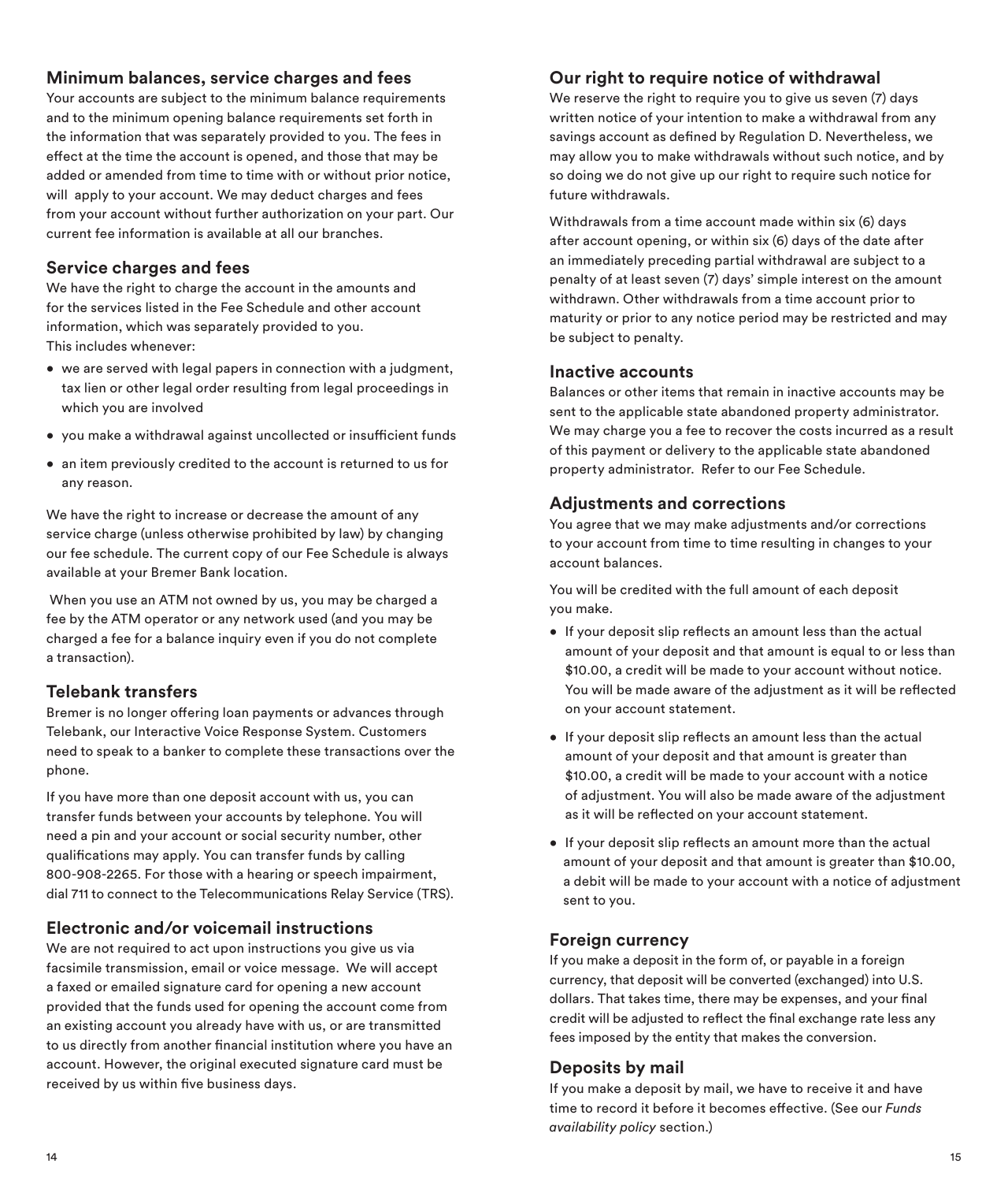## Minimum balances, service charges and fees

Your accounts are subject to the minimum balance requirements and to the minimum opening balance requirements set forth in the information that was separately provided to you. The fees in effect at the time the account is opened, and those that may be added or amended from time to time with or without prior notice, will apply to your account. We may deduct charges and fees from your account without further authorization on your part. Our current fee information is available at all our branches.

## Service charges and fees

We have the right to charge the account in the amounts and for the services listed in the Fee Schedule and other account information, which was separately provided to you. This includes whenever:

- we are served with legal papers in connection with a judgment, tax lien or other legal order resulting from legal proceedings in which you are involved
- you make a withdrawal against uncollected or insufficient funds
- an item previously credited to the account is returned to us for any reason.

We have the right to increase or decrease the amount of any service charge (unless otherwise prohibited by law) by changing our fee schedule. The current copy of our Fee Schedule is always available at your Bremer Bank location.

When you use an ATM not owned by us, you may be charged a fee by the ATM operator or any network used (and you may be charged a fee for a balance inquiry even if you do not complete a transaction).

## Telebank transfers

Bremer is no longer offering loan payments or advances through Telebank, our Interactive Voice Response System. Customers need to speak to a banker to complete these transactions over the phone.

If you have more than one deposit account with us, you can transfer funds between your accounts by telephone. You will need a pin and your account or social security number, other qualifications may apply. You can transfer funds by calling 800-908-2265. For those with a hearing or speech impairment, dial 711 to connect to the Telecommunications Relay Service (TRS).

## Electronic and/or voicemail instructions

We are not required to act upon instructions you give us via facsimile transmission, email or voice message. We will accept a faxed or emailed signature card for opening a new account provided that the funds used for opening the account come from an existing account you already have with us, or are transmitted to us directly from another financial institution where you have an account. However, the original executed signature card must be received by us within five business days.

## Our right to require notice of withdrawal

We reserve the right to require you to give us seven (7) days written notice of your intention to make a withdrawal from any savings account as defined by Regulation D. Nevertheless, we may allow you to make withdrawals without such notice, and by so doing we do not give up our right to require such notice for future withdrawals.

Withdrawals from a time account made within six (6) days after account opening, or within six (6) days of the date after an immediately preceding partial withdrawal are subject to a penalty of at least seven (7) days' simple interest on the amount withdrawn. Other withdrawals from a time account prior to maturity or prior to any notice period may be restricted and may be subject to penalty.

## Inactive accounts

Balances or other items that remain in inactive accounts may be sent to the applicable state abandoned property administrator. We may charge you a fee to recover the costs incurred as a result of this payment or delivery to the applicable state abandoned property administrator. Refer to our Fee Schedule.

## Adjustments and corrections

You agree that we may make adjustments and/or corrections to your account from time to time resulting in changes to your account balances.

You will be credited with the full amount of each deposit you make.

- If your deposit slip reflects an amount less than the actual amount of your deposit and that amount is equal to or less than $10.00, a credit will be made to your account without notice. You will be made aware of the adjustment as it will be reflected on your account statement.
- If your deposit slip reflects an amount less than the actual amount of your deposit and that amount is greater than $10.00, a credit will be made to your account with a notice of adjustment. You will also be made aware of the adjustment as it will be reflected on your account statement.
- If your deposit slip reflects an amount more than the actual amount of your deposit and that amount is greater than $10.00, a debit will be made to your account with a notice of adjustment sent to you.

## Foreign currency

If you make a deposit in the form of, or payable in a foreign currency, that deposit will be converted (exchanged) into U.S. dollars. That takes time, there may be expenses, and your final credit will be adjusted to reflect the final exchange rate less any fees imposed by the entity that makes the conversion.

## Deposits by mail

If you make a deposit by mail, we have to receive it and have time to record it before it becomes effective. (See our *Funds availability policy* section.)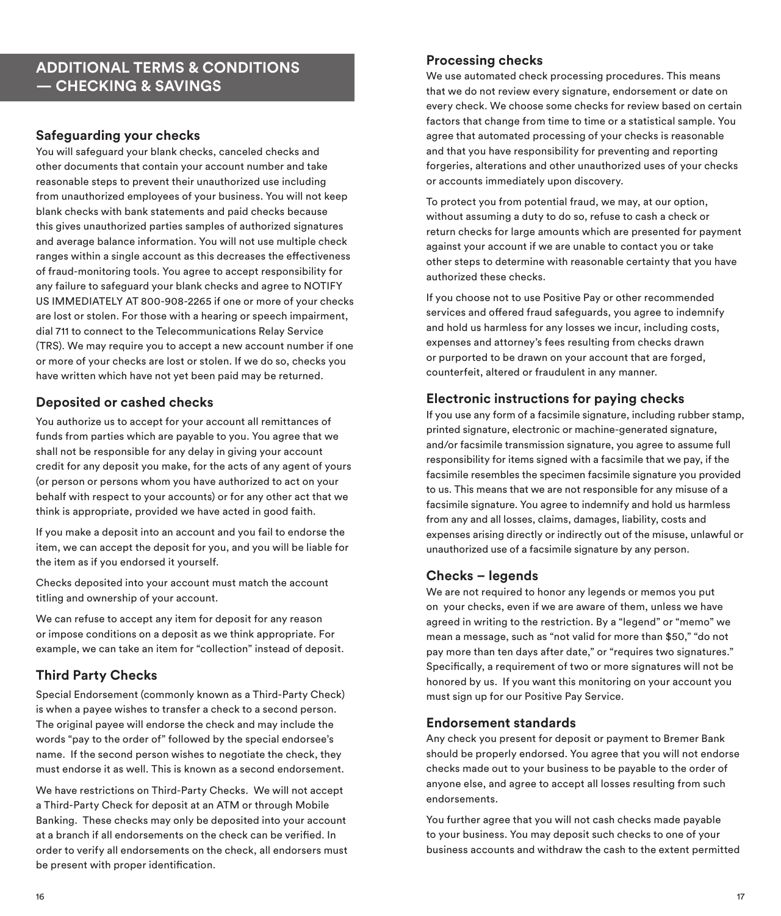## ADDITIONAL TERMS & CONDITIONS — CHECKING & SAVINGS

### Safeguarding your checks

You will safeguard your blank checks, canceled checks and other documents that contain your account number and take reasonable steps to prevent their unauthorized use including from unauthorized employees of your business. You will not keep blank checks with bank statements and paid checks because this gives unauthorized parties samples of authorized signatures and average balance information. You will not use multiple check ranges within a single account as this decreases the effectiveness of fraud-monitoring tools. You agree to accept responsibility for any failure to safeguard your blank checks and agree to NOTIFY US IMMEDIATELY AT 800-908-2265 if one or more of your checks are lost or stolen. For those with a hearing or speech impairment, dial 711 to connect to the Telecommunications Relay Service (TRS). We may require you to accept a new account number if one or more of your checks are lost or stolen. If we do so, checks you have written which have not yet been paid may be returned.

### Deposited or cashed checks

You authorize us to accept for your account all remittances of funds from parties which are payable to you. You agree that we shall not be responsible for any delay in giving your account credit for any deposit you make, for the acts of any agent of yours (or person or persons whom you have authorized to act on your behalf with respect to your accounts) or for any other act that we think is appropriate, provided we have acted in good faith.

If you make a deposit into an account and you fail to endorse the item, we can accept the deposit for you, and you will be liable for the item as if you endorsed it yourself.

Checks deposited into your account must match the account titling and ownership of your account.

We can refuse to accept any item for deposit for any reason or impose conditions on a deposit as we think appropriate. For example, we can take an item for "collection" instead of deposit.

### Third Party Checks

Special Endorsement (commonly known as a Third-Party Check) is when a payee wishes to transfer a check to a second person. The original payee will endorse the check and may include the words "pay to the order of" followed by the special endorsee's name. If the second person wishes to negotiate the check, they must endorse it as well. This is known as a second endorsement.

We have restrictions on Third-Party Checks. We will not accept a Third-Party Check for deposit at an ATM or through Mobile Banking. These checks may only be deposited into your account at a branch if all endorsements on the check can be verified. In order to verify all endorsements on the check, all endorsers must be present with proper identification.

### Processing checks

We use automated check processing procedures. This means that we do not review every signature, endorsement or date on every check. We choose some checks for review based on certain factors that change from time to time or a statistical sample. You agree that automated processing of your checks is reasonable and that you have responsibility for preventing and reporting forgeries, alterations and other unauthorized uses of your checks or accounts immediately upon discovery.

To protect you from potential fraud, we may, at our option, without assuming a duty to do so, refuse to cash a check or return checks for large amounts which are presented for payment against your account if we are unable to contact you or take other steps to determine with reasonable certainty that you have authorized these checks.

If you choose not to use Positive Pay or other recommended services and offered fraud safeguards, you agree to indemnify and hold us harmless for any losses we incur, including costs, expenses and attorney's fees resulting from checks drawn or purported to be drawn on your account that are forged, counterfeit, altered or fraudulent in any manner.

### Electronic instructions for paying checks

If you use any form of a facsimile signature, including rubber stamp, printed signature, electronic or machine-generated signature, and/or facsimile transmission signature, you agree to assume full responsibility for items signed with a facsimile that we pay, if the facsimile resembles the specimen facsimile signature you provided to us. This means that we are not responsible for any misuse of a facsimile signature. You agree to indemnify and hold us harmless from any and all losses, claims, damages, liability, costs and expenses arising directly or indirectly out of the misuse, unlawful or unauthorized use of a facsimile signature by any person.

### Checks – legends

We are not required to honor any legends or memos you put on your checks, even if we are aware of them, unless we have agreed in writing to the restriction. By a "legend" or "memo" we mean a message, such as "not valid for more than $50," "do not pay more than ten days after date," or "requires two signatures." Specifically, a requirement of two or more signatures will not be honored by us. If you want this monitoring on your account you must sign up for our Positive Pay Service.

### Endorsement standards

Any check you present for deposit or payment to Bremer Bank should be properly endorsed. You agree that you will not endorse checks made out to your business to be payable to the order of anyone else, and agree to accept all losses resulting from such endorsements.

You further agree that you will not cash checks made payable to your business. You may deposit such checks to one of your business accounts and withdraw the cash to the extent permitted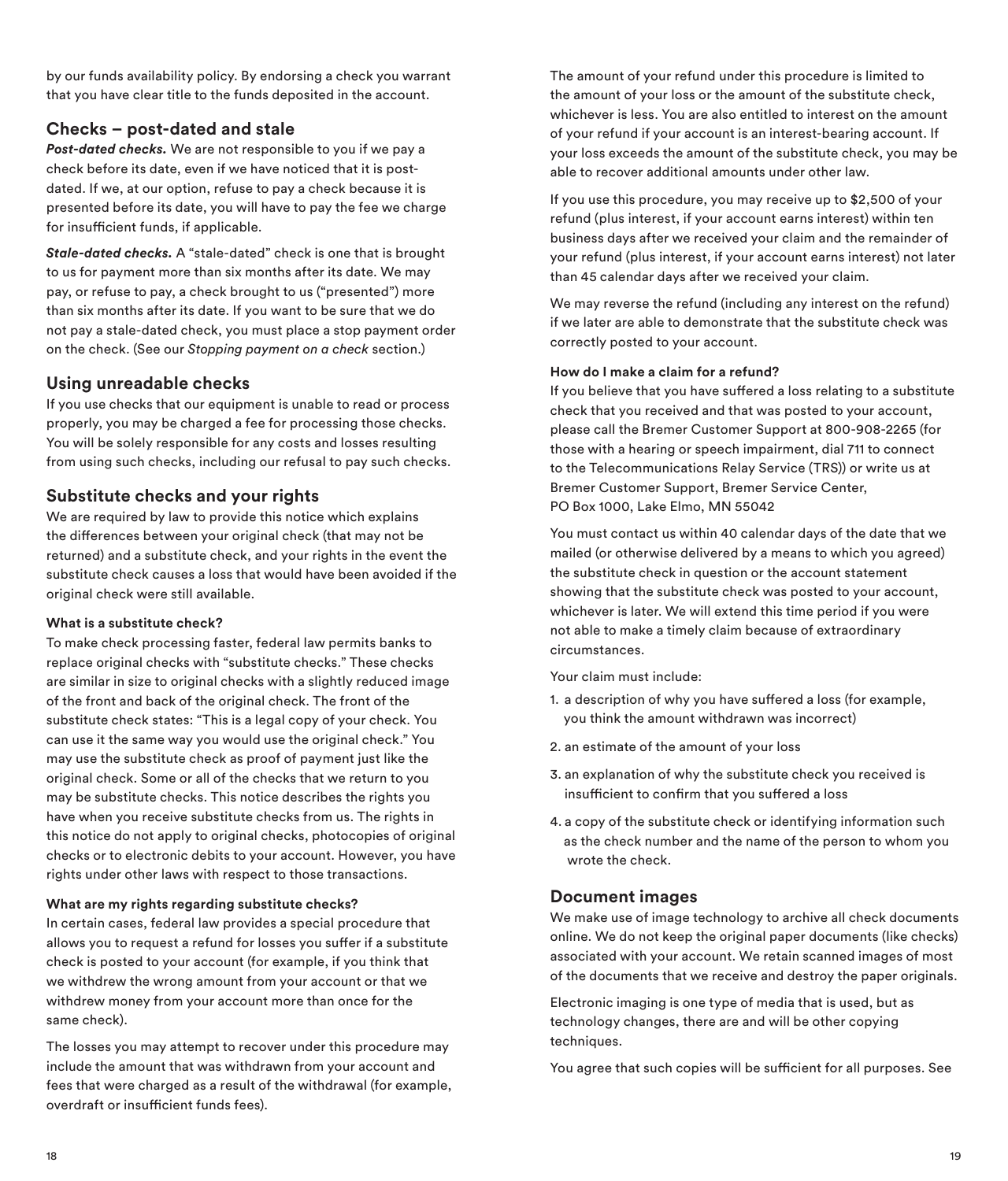by our funds availability policy. By endorsing a check you warrant that you have clear title to the funds deposited in the account.

## Checks – post-dated and stale

***Post-dated checks.*** We are not responsible to you if we pay a check before its date, even if we have noticed that it is post-dated. If we, at our option, refuse to pay a check because it is presented before its date, you will have to pay the fee we charge for insufficient funds, if applicable.

***Stale-dated checks.*** A "stale-dated" check is one that is brought to us for payment more than six months after its date. We may pay, or refuse to pay, a check brought to us ("presented") more than six months after its date. If you want to be sure that we do not pay a stale-dated check, you must place a stop payment order on the check. (See our *Stopping payment on a check* section.)

## Using unreadable checks

If you use checks that our equipment is unable to read or process properly, you may be charged a fee for processing those checks. You will be solely responsible for any costs and losses resulting from using such checks, including our refusal to pay such checks.

## Substitute checks and your rights

We are required by law to provide this notice which explains the differences between your original check (that may not be returned) and a substitute check, and your rights in the event the substitute check causes a loss that would have been avoided if the original check were still available.

#### What is a substitute check?

To make check processing faster, federal law permits banks to replace original checks with "substitute checks." These checks are similar in size to original checks with a slightly reduced image of the front and back of the original check. The front of the substitute check states: "This is a legal copy of your check. You can use it the same way you would use the original check." You may use the substitute check as proof of payment just like the original check. Some or all of the checks that we return to you may be substitute checks. This notice describes the rights you have when you receive substitute checks from us. The rights in this notice do not apply to original checks, photocopies of original checks or to electronic debits to your account. However, you have rights under other laws with respect to those transactions.

#### What are my rights regarding substitute checks?

In certain cases, federal law provides a special procedure that allows you to request a refund for losses you suffer if a substitute check is posted to your account (for example, if you think that we withdrew the wrong amount from your account or that we withdrew money from your account more than once for the same check).

The losses you may attempt to recover under this procedure may include the amount that was withdrawn from your account and fees that were charged as a result of the withdrawal (for example, overdraft or insufficient funds fees).

The amount of your refund under this procedure is limited to the amount of your loss or the amount of the substitute check, whichever is less. You are also entitled to interest on the amount of your refund if your account is an interest-bearing account. If your loss exceeds the amount of the substitute check, you may be able to recover additional amounts under other law.

If you use this procedure, you may receive up to $2,500 of your refund (plus interest, if your account earns interest) within ten business days after we received your claim and the remainder of your refund (plus interest, if your account earns interest) not later than 45 calendar days after we received your claim.

We may reverse the refund (including any interest on the refund) if we later are able to demonstrate that the substitute check was correctly posted to your account.

#### How do I make a claim for a refund?

If you believe that you have suffered a loss relating to a substitute check that you received and that was posted to your account, please call the Bremer Customer Support at 800-908-2265 (for those with a hearing or speech impairment, dial 711 to connect to the Telecommunications Relay Service (TRS)) or write us at Bremer Customer Support, Bremer Service Center,
PO Box 1000, Lake Elmo, MN 55042

You must contact us within 40 calendar days of the date that we mailed (or otherwise delivered by a means to which you agreed) the substitute check in question or the account statement showing that the substitute check was posted to your account, whichever is later. We will extend this time period if you were not able to make a timely claim because of extraordinary circumstances.

Your claim must include:

1. a description of why you have suffered a loss (for example, you think the amount withdrawn was incorrect)
2. an estimate of the amount of your loss
3. an explanation of why the substitute check you received is insufficient to confirm that you suffered a loss
4. a copy of the substitute check or identifying information such as the check number and the name of the person to whom you wrote the check.

## Document images

We make use of image technology to archive all check documents online. We do not keep the original paper documents (like checks) associated with your account. We retain scanned images of most of the documents that we receive and destroy the paper originals.

Electronic imaging is one type of media that is used, but as technology changes, there are and will be other copying techniques.

You agree that such copies will be sufficient for all purposes. See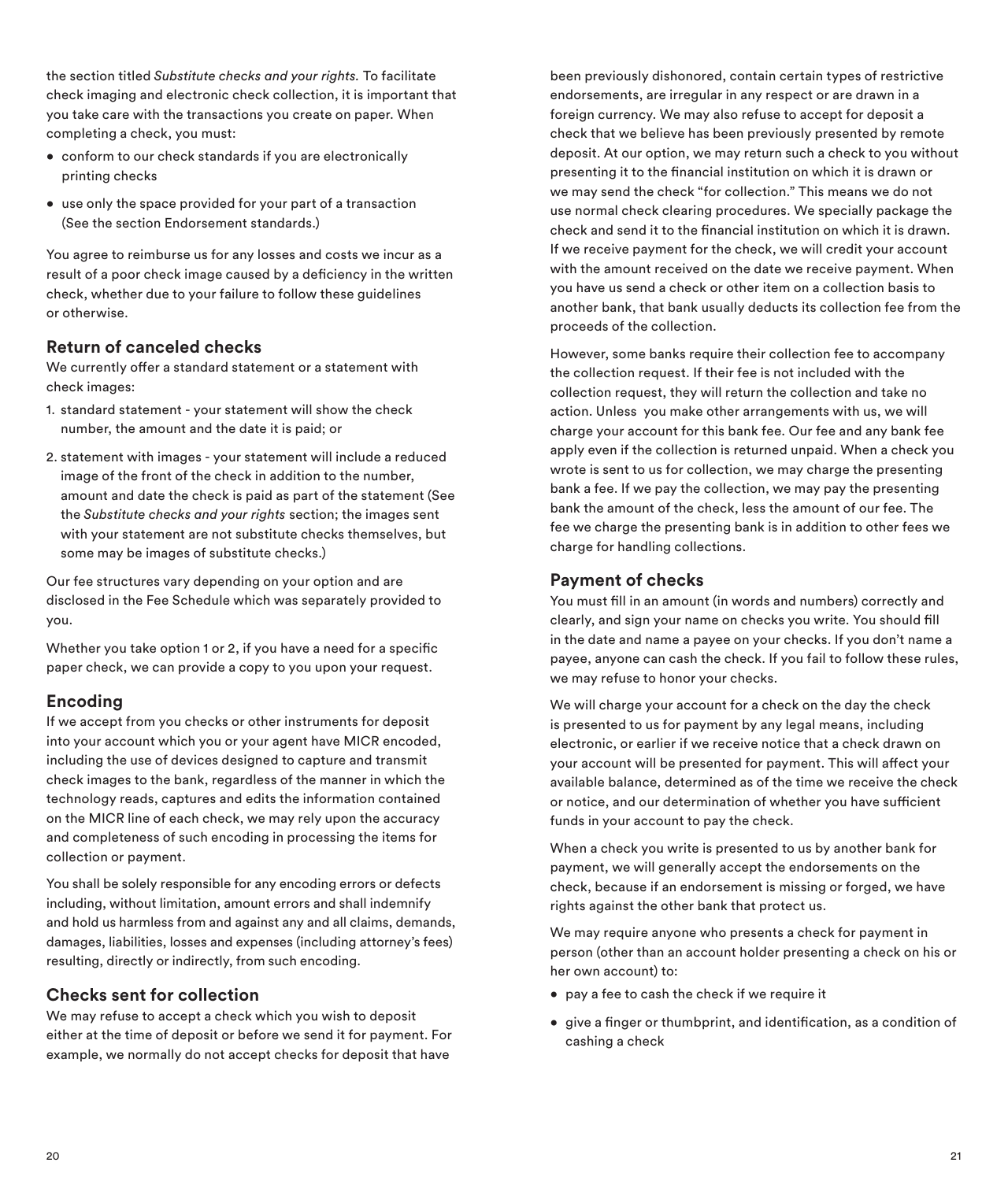the section titled *Substitute checks and your rights.* To facilitate check imaging and electronic check collection, it is important that you take care with the transactions you create on paper. When completing a check, you must:

- conform to our check standards if you are electronically printing checks
- use only the space provided for your part of a transaction (See the section Endorsement standards.)

You agree to reimburse us for any losses and costs we incur as a result of a poor check image caused by a deficiency in the written check, whether due to your failure to follow these guidelines or otherwise.

## Return of canceled checks

We currently offer a standard statement or a statement with check images:

1. standard statement - your statement will show the check number, the amount and the date it is paid; or
2. statement with images - your statement will include a reduced image of the front of the check in addition to the number, amount and date the check is paid as part of the statement (See the *Substitute checks and your rights* section; the images sent with your statement are not substitute checks themselves, but some may be images of substitute checks.)

Our fee structures vary depending on your option and are disclosed in the Fee Schedule which was separately provided to you.

Whether you take option 1 or 2, if you have a need for a specific paper check, we can provide a copy to you upon your request.

## Encoding

If we accept from you checks or other instruments for deposit into your account which you or your agent have MICR encoded, including the use of devices designed to capture and transmit check images to the bank, regardless of the manner in which the technology reads, captures and edits the information contained on the MICR line of each check, we may rely upon the accuracy and completeness of such encoding in processing the items for collection or payment.

You shall be solely responsible for any encoding errors or defects including, without limitation, amount errors and shall indemnify and hold us harmless from and against any and all claims, demands, damages, liabilities, losses and expenses (including attorney's fees) resulting, directly or indirectly, from such encoding.

## Checks sent for collection

We may refuse to accept a check which you wish to deposit either at the time of deposit or before we send it for payment. For example, we normally do not accept checks for deposit that have been previously dishonored, contain certain types of restrictive endorsements, are irregular in any respect or are drawn in a foreign currency. We may also refuse to accept for deposit a check that we believe has been previously presented by remote deposit. At our option, we may return such a check to you without presenting it to the financial institution on which it is drawn or we may send the check "for collection." This means we do not use normal check clearing procedures. We specially package the check and send it to the financial institution on which it is drawn. If we receive payment for the check, we will credit your account with the amount received on the date we receive payment. When you have us send a check or other item on a collection basis to another bank, that bank usually deducts its collection fee from the proceeds of the collection.

However, some banks require their collection fee to accompany the collection request. If their fee is not included with the collection request, they will return the collection and take no action. Unless you make other arrangements with us, we will charge your account for this bank fee. Our fee and any bank fee apply even if the collection is returned unpaid. When a check you wrote is sent to us for collection, we may charge the presenting bank a fee. If we pay the collection, we may pay the presenting bank the amount of the check, less the amount of our fee. The fee we charge the presenting bank is in addition to other fees we charge for handling collections.

## Payment of checks

You must fill in an amount (in words and numbers) correctly and clearly, and sign your name on checks you write. You should fill in the date and name a payee on your checks. If you don't name a payee, anyone can cash the check. If you fail to follow these rules, we may refuse to honor your checks.

We will charge your account for a check on the day the check is presented to us for payment by any legal means, including electronic, or earlier if we receive notice that a check drawn on your account will be presented for payment. This will affect your available balance, determined as of the time we receive the check or notice, and our determination of whether you have sufficient funds in your account to pay the check.

When a check you write is presented to us by another bank for payment, we will generally accept the endorsements on the check, because if an endorsement is missing or forged, we have rights against the other bank that protect us.

We may require anyone who presents a check for payment in person (other than an account holder presenting a check on his or her own account) to:

- pay a fee to cash the check if we require it
- give a finger or thumbprint, and identification, as a condition of cashing a check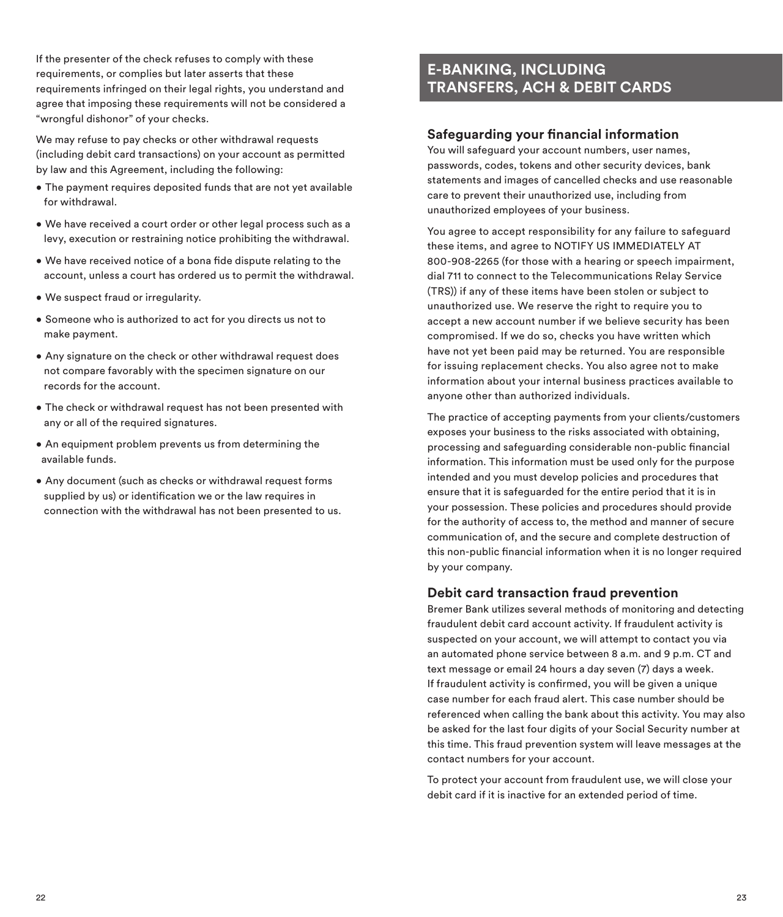If the presenter of the check refuses to comply with these requirements, or complies but later asserts that these requirements infringed on their legal rights, you understand and agree that imposing these requirements will not be considered a "wrongful dishonor" of your checks.

We may refuse to pay checks or other withdrawal requests (including debit card transactions) on your account as permitted by law and this Agreement, including the following:

- The payment requires deposited funds that are not yet available for withdrawal.
- We have received a court order or other legal process such as a levy, execution or restraining notice prohibiting the withdrawal.
- We have received notice of a bona fide dispute relating to the account, unless a court has ordered us to permit the withdrawal.
- We suspect fraud or irregularity.
- Someone who is authorized to act for you directs us not to make payment.
- Any signature on the check or other withdrawal request does not compare favorably with the specimen signature on our records for the account.
- The check or withdrawal request has not been presented with any or all of the required signatures.
- An equipment problem prevents us from determining the available funds.
- Any document (such as checks or withdrawal request forms supplied by us) or identification we or the law requires in connection with the withdrawal has not been presented to us.

## E-BANKING, INCLUDING TRANSFERS, ACH & DEBIT CARDS

### Safeguarding your financial information

You will safeguard your account numbers, user names, passwords, codes, tokens and other security devices, bank statements and images of cancelled checks and use reasonable care to prevent their unauthorized use, including from unauthorized employees of your business.

You agree to accept responsibility for any failure to safeguard these items, and agree to NOTIFY US IMMEDIATELY AT 800-908-2265 (for those with a hearing or speech impairment, dial 711 to connect to the Telecommunications Relay Service (TRS)) if any of these items have been stolen or subject to unauthorized use. We reserve the right to require you to accept a new account number if we believe security has been compromised. If we do so, checks you have written which have not yet been paid may be returned. You are responsible for issuing replacement checks. You also agree not to make information about your internal business practices available to anyone other than authorized individuals.

The practice of accepting payments from your clients/customers exposes your business to the risks associated with obtaining, processing and safeguarding considerable non-public financial information. This information must be used only for the purpose intended and you must develop policies and procedures that ensure that it is safeguarded for the entire period that it is in your possession. These policies and procedures should provide for the authority of access to, the method and manner of secure communication of, and the secure and complete destruction of this non-public financial information when it is no longer required by your company.

### Debit card transaction fraud prevention

Bremer Bank utilizes several methods of monitoring and detecting fraudulent debit card account activity. If fraudulent activity is suspected on your account, we will attempt to contact you via an automated phone service between 8 a.m. and 9 p.m. CT and text message or email 24 hours a day seven (7) days a week. If fraudulent activity is confirmed, you will be given a unique case number for each fraud alert. This case number should be referenced when calling the bank about this activity. You may also be asked for the last four digits of your Social Security number at this time. This fraud prevention system will leave messages at the contact numbers for your account.

To protect your account from fraudulent use, we will close your debit card if it is inactive for an extended period of time.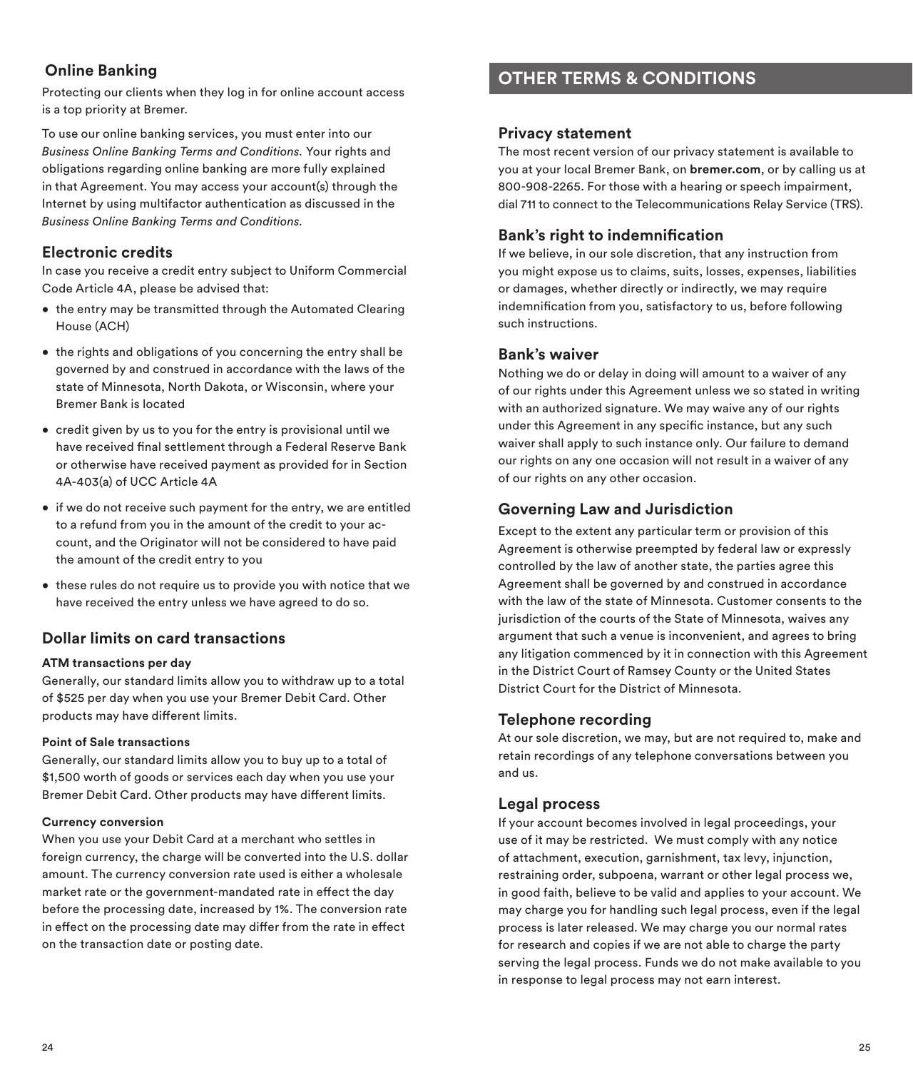## Online Banking

Protecting our clients when they log in for online account access is a top priority at Bremer.

To use our online banking services, you must enter into our *Business Online Banking Terms and Conditions.* Your rights and obligations regarding online banking are more fully explained in that Agreement. You may access your account(s) through the Internet by using multifactor authentication as discussed in the *Business Online Banking Terms and Conditions.*

## Electronic credits

In case you receive a credit entry subject to Uniform Commercial Code Article 4A, please be advised that:

- the entry may be transmitted through the Automated Clearing House (ACH)
- the rights and obligations of you concerning the entry shall be governed by and construed in accordance with the laws of the state of Minnesota, North Dakota, or Wisconsin, where your Bremer Bank is located
- credit given by us to you for the entry is provisional until we have received final settlement through a Federal Reserve Bank or otherwise have received payment as provided for in Section 4A-403(a) of UCC Article 4A
- if we do not receive such payment for the entry, we are entitled to a refund from you in the amount of the credit to your account, and the Originator will not be considered to have paid the amount of the credit entry to you
- these rules do not require us to provide you with notice that we have received the entry unless we have agreed to do so.

## Dollar limits on card transactions

**ATM transactions per day**

Generally, our standard limits allow you to withdraw up to a total of $525 per day when you use your Bremer Debit Card. Other products may have different limits.

**Point of Sale transactions**

Generally, our standard limits allow you to buy up to a total of $1,500 worth of goods or services each day when you use your Bremer Debit Card. Other products may have different limits.

**Currency conversion**

When you use your Debit Card at a merchant who settles in foreign currency, the charge will be converted into the U.S. dollar amount. The currency conversion rate used is either a wholesale market rate or the government-mandated rate in effect the day before the processing date, increased by 1%. The conversion rate in effect on the processing date may differ from the rate in effect on the transaction date or posting date.

# OTHER TERMS & CONDITIONS

## Privacy statement

The most recent version of our privacy statement is available to you at your local Bremer Bank, on **bremer.com**, or by calling us at 800-908-2265. For those with a hearing or speech impairment, dial 711 to connect to the Telecommunications Relay Service (TRS).

## Bank's right to indemnification

If we believe, in our sole discretion, that any instruction from you might expose us to claims, suits, losses, expenses, liabilities or damages, whether directly or indirectly, we may require indemnification from you, satisfactory to us, before following such instructions.

## Bank's waiver

Nothing we do or delay in doing will amount to a waiver of any of our rights under this Agreement unless we so stated in writing with an authorized signature. We may waive any of our rights under this Agreement in any specific instance, but any such waiver shall apply to such instance only. Our failure to demand our rights on any one occasion will not result in a waiver of any of our rights on any other occasion.

## Governing Law and Jurisdiction

Except to the extent any particular term or provision of this Agreement is otherwise preempted by federal law or expressly controlled by the law of another state, the parties agree this Agreement shall be governed by and construed in accordance with the law of the state of Minnesota. Customer consents to the jurisdiction of the courts of the State of Minnesota, waives any argument that such a venue is inconvenient, and agrees to bring any litigation commenced by it in connection with this Agreement in the District Court of Ramsey County or the United States District Court for the District of Minnesota.

## Telephone recording

At our sole discretion, we may, but are not required to, make and retain recordings of any telephone conversations between you and us.

## Legal process

If your account becomes involved in legal proceedings, your use of it may be restricted. We must comply with any notice of attachment, execution, garnishment, tax levy, injunction, restraining order, subpoena, warrant or other legal process we, in good faith, believe to be valid and applies to your account. We may charge you for handling such legal process, even if the legal process is later released. We may charge you our normal rates for research and copies if we are not able to charge the party serving the legal process. Funds we do not make available to you in response to legal process may not earn interest.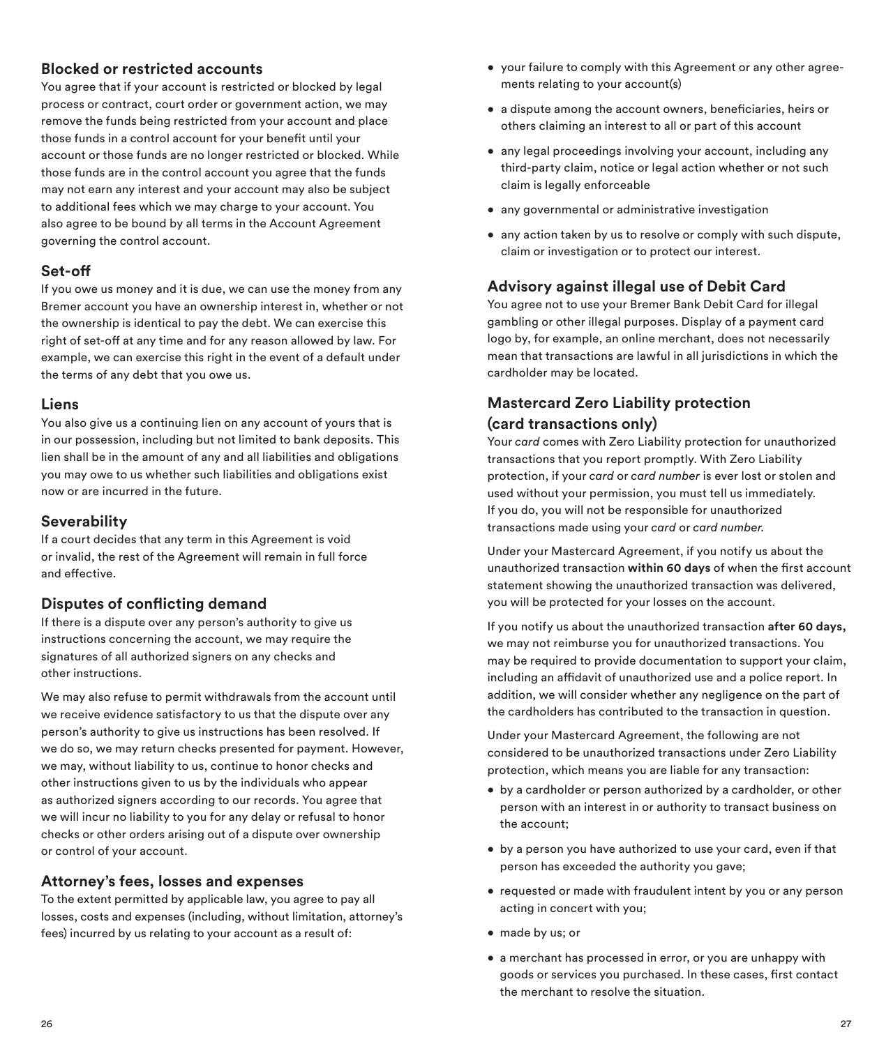### Blocked or restricted accounts

You agree that if your account is restricted or blocked by legal process or contract, court order or government action, we may remove the funds being restricted from your account and place those funds in a control account for your benefit until your account or those funds are no longer restricted or blocked. While those funds are in the control account you agree that the funds may not earn any interest and your account may also be subject to additional fees which we may charge to your account. You also agree to be bound by all terms in the Account Agreement governing the control account.

### Set-off

If you owe us money and it is due, we can use the money from any Bremer account you have an ownership interest in, whether or not the ownership is identical to pay the debt. We can exercise this right of set-off at any time and for any reason allowed by law. For example, we can exercise this right in the event of a default under the terms of any debt that you owe us.

### Liens

You also give us a continuing lien on any account of yours that is in our possession, including but not limited to bank deposits. This lien shall be in the amount of any and all liabilities and obligations you may owe to us whether such liabilities and obligations exist now or are incurred in the future.

### Severability

If a court decides that any term in this Agreement is void or invalid, the rest of the Agreement will remain in full force and effective.

### Disputes of conflicting demand

If there is a dispute over any person's authority to give us instructions concerning the account, we may require the signatures of all authorized signers on any checks and other instructions.

We may also refuse to permit withdrawals from the account until we receive evidence satisfactory to us that the dispute over any person's authority to give us instructions has been resolved. If we do so, we may return checks presented for payment. However, we may, without liability to us, continue to honor checks and other instructions given to us by the individuals who appear as authorized signers according to our records. You agree that we will incur no liability to you for any delay or refusal to honor checks or other orders arising out of a dispute over ownership or control of your account.

### Attorney's fees, losses and expenses

To the extent permitted by applicable law, you agree to pay all losses, costs and expenses (including, without limitation, attorney's fees) incurred by us relating to your account as a result of:

- your failure to comply with this Agreement or any other agreements relating to your account(s)
- a dispute among the account owners, beneficiaries, heirs or others claiming an interest to all or part of this account
- any legal proceedings involving your account, including any third-party claim, notice or legal action whether or not such claim is legally enforceable
- any governmental or administrative investigation
- any action taken by us to resolve or comply with such dispute, claim or investigation or to protect our interest.

### Advisory against illegal use of Debit Card

You agree not to use your Bremer Bank Debit Card for illegal gambling or other illegal purposes. Display of a payment card logo by, for example, an online merchant, does not necessarily mean that transactions are lawful in all jurisdictions in which the cardholder may be located.

### Mastercard Zero Liability protection (card transactions only)

Your *card* comes with Zero Liability protection for unauthorized transactions that you report promptly. With Zero Liability protection, if your *card* or *card number* is ever lost or stolen and used without your permission, you must tell us immediately. If you do, you will not be responsible for unauthorized transactions made using your *card* or *card number.*

Under your Mastercard Agreement, if you notify us about the unauthorized transaction **within 60 days** of when the first account statement showing the unauthorized transaction was delivered, you will be protected for your losses on the account.

If you notify us about the unauthorized transaction **after 60 days,** we may not reimburse you for unauthorized transactions. You may be required to provide documentation to support your claim, including an affidavit of unauthorized use and a police report. In addition, we will consider whether any negligence on the part of the cardholders has contributed to the transaction in question.

Under your Mastercard Agreement, the following are not considered to be unauthorized transactions under Zero Liability protection, which means you are liable for any transaction:

- by a cardholder or person authorized by a cardholder, or other person with an interest in or authority to transact business on the account;
- by a person you have authorized to use your card, even if that person has exceeded the authority you gave;
- requested or made with fraudulent intent by you or any person acting in concert with you;
- made by us; or
- a merchant has processed in error, or you are unhappy with goods or services you purchased. In these cases, first contact the merchant to resolve the situation.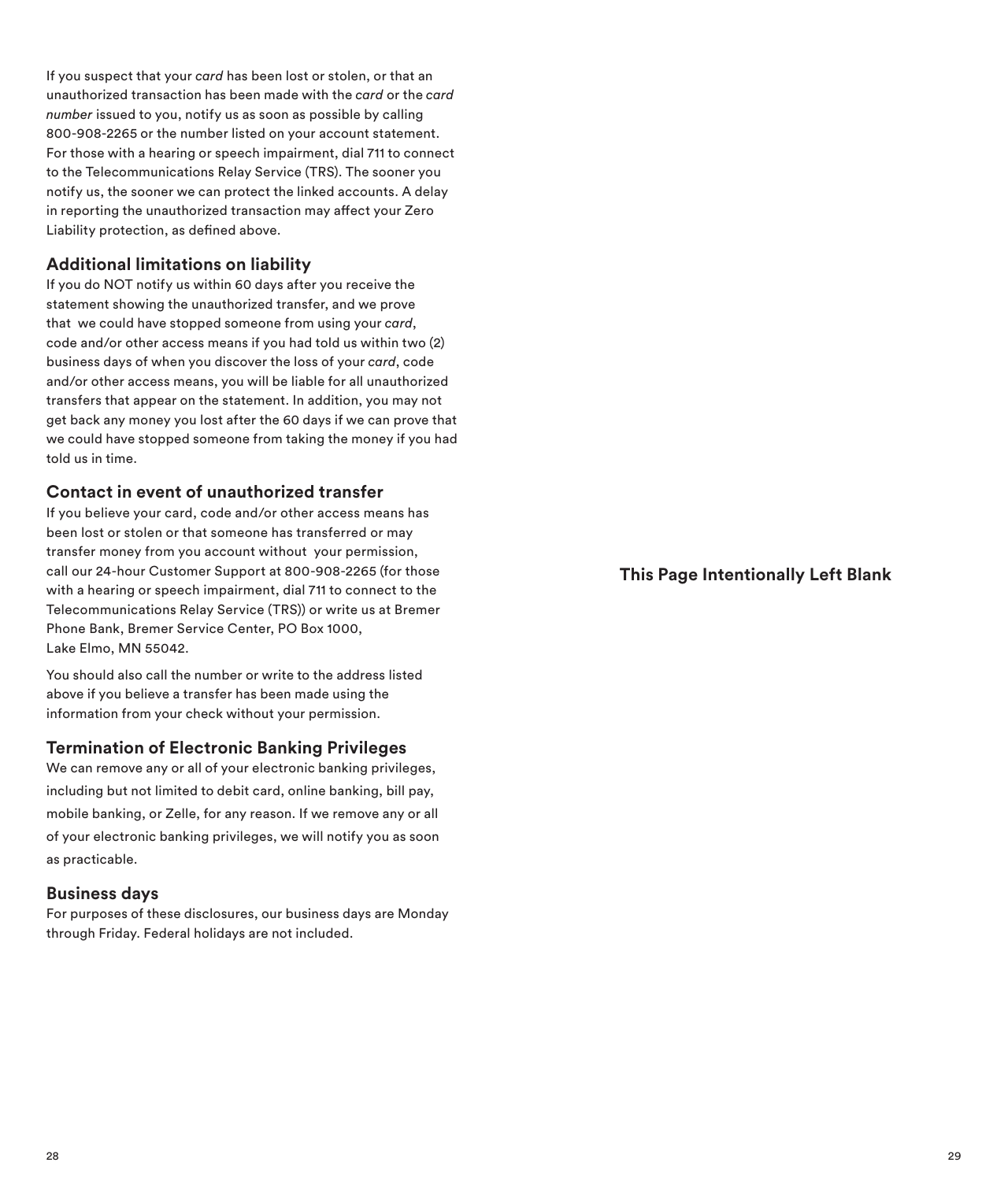If you suspect that your *card* has been lost or stolen, or that an unauthorized transaction has been made with the *card* or the *card number* issued to you, notify us as soon as possible by calling 800-908-2265 or the number listed on your account statement. For those with a hearing or speech impairment, dial 711 to connect to the Telecommunications Relay Service (TRS). The sooner you notify us, the sooner we can protect the linked accounts. A delay in reporting the unauthorized transaction may affect your Zero Liability protection, as defined above.

## Additional limitations on liability

If you do NOT notify us within 60 days after you receive the statement showing the unauthorized transfer, and we prove that we could have stopped someone from using your *card*, code and/or other access means if you had told us within two (2) business days of when you discover the loss of your *card*, code and/or other access means, you will be liable for all unauthorized transfers that appear on the statement. In addition, you may not get back any money you lost after the 60 days if we can prove that we could have stopped someone from taking the money if you had told us in time.

## Contact in event of unauthorized transfer

If you believe your card, code and/or other access means has been lost or stolen or that someone has transferred or may transfer money from you account without your permission, call our 24-hour Customer Support at 800-908-2265 (for those with a hearing or speech impairment, dial 711 to connect to the Telecommunications Relay Service (TRS)) or write us at Bremer Phone Bank, Bremer Service Center, PO Box 1000, Lake Elmo, MN 55042.

You should also call the number or write to the address listed above if you believe a transfer has been made using the information from your check without your permission.

## Termination of Electronic Banking Privileges

We can remove any or all of your electronic banking privileges, including but not limited to debit card, online banking, bill pay, mobile banking, or Zelle, for any reason. If we remove any or all of your electronic banking privileges, we will notify you as soon as practicable.

## Business days

For purposes of these disclosures, our business days are Monday through Friday. Federal holidays are not included.

**This Page Intentionally Left Blank**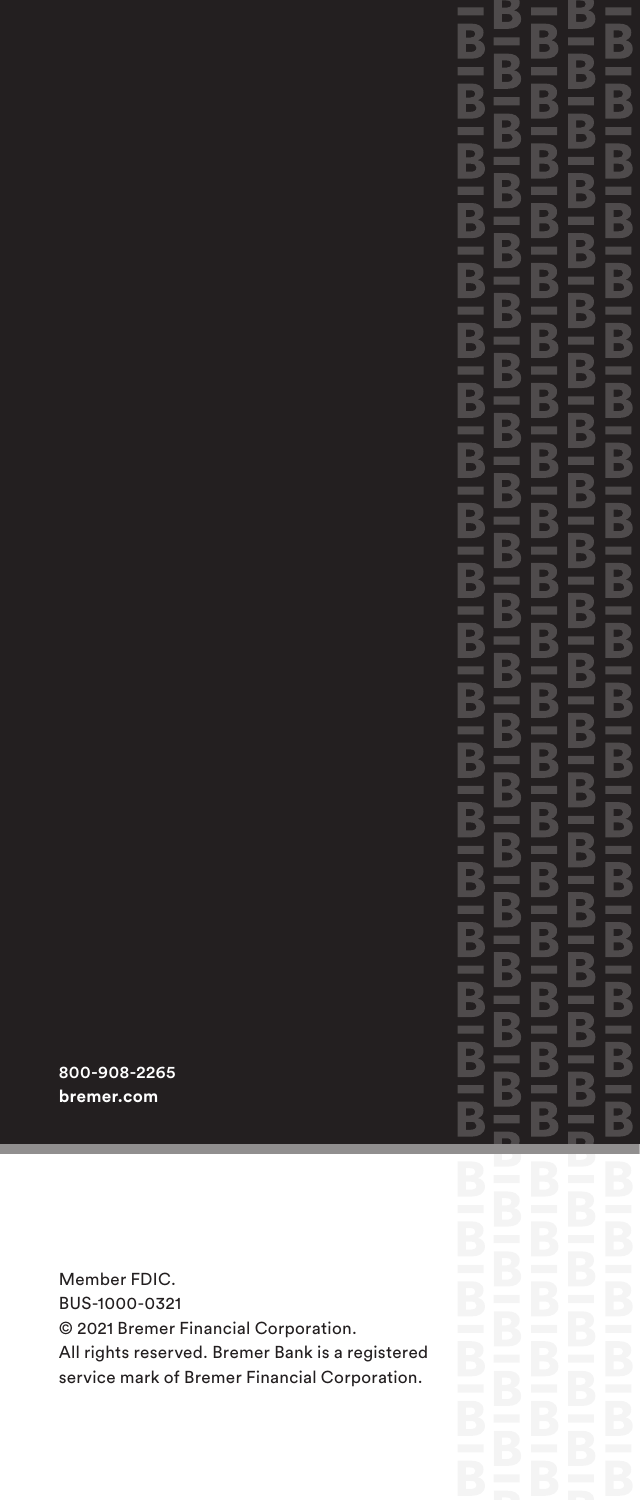**800-908-2265**
**bremer.com**

Member FDIC.
BUS-1000-0321
© 2021 Bremer Financial Corporation.
All rights reserved. Bremer Bank is a registered service mark of Bremer Financial Corporation.